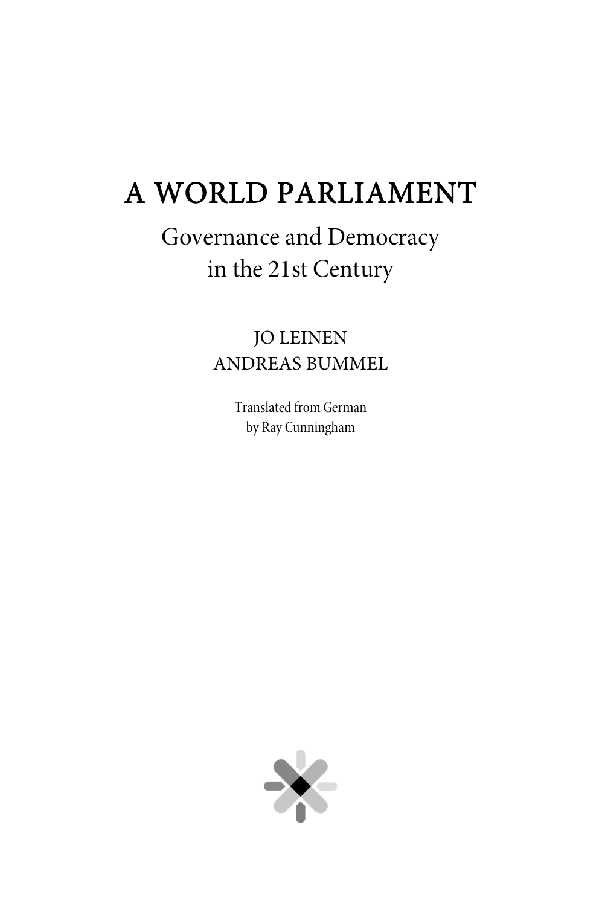# A WORLD PARLIAMENT

## Governance and Democracy in the 21st Century

JO LEINEN
ANDREAS BUMMEL

Translated from German
by Ray Cunningham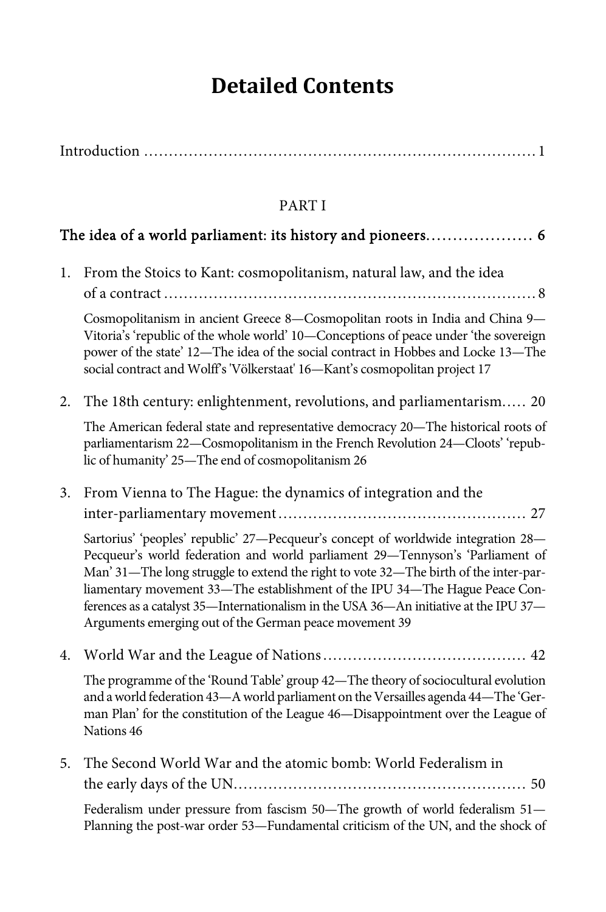# Detailed Contents

Introduction ............................................................................. 1

PART I

## The idea of a world parliament: its history and pioneers.................... 6

1. From the Stoics to Kant: cosmopolitanism, natural law, and the idea of a contract ......................................................................... 8

   Cosmopolitanism in ancient Greece 8—Cosmopolitan roots in India and China 9—Vitoria's 'republic of the whole world' 10—Conceptions of peace under 'the sovereign power of the state' 12—The idea of the social contract in Hobbes and Locke 13—The social contract and Wolff's 'Völkerstaat' 16—Kant's cosmopolitan project 17

2. The 18th century: enlightenment, revolutions, and parliamentarism..... 20

   The American federal state and representative democracy 20—The historical roots of parliamentarism 22—Cosmopolitanism in the French Revolution 24—Cloots' 'republic of humanity' 25—The end of cosmopolitanism 26

3. From Vienna to The Hague: the dynamics of integration and the inter-parliamentary movement................................................. 27

   Sartorius' 'peoples' republic' 27—Pecqueur's concept of worldwide integration 28—Pecqueur's world federation and world parliament 29—Tennyson's 'Parliament of Man' 31—The long struggle to extend the right to vote 32—The birth of the inter-parliamentary movement 33—The establishment of the IPU 34—The Hague Peace Conferences as a catalyst 35—Internationalism in the USA 36—An initiative at the IPU 37—Arguments emerging out of the German peace movement 39

4. World War and the League of Nations........................................ 42

   The programme of the 'Round Table' group 42—The theory of sociocultural evolution and a world federation 43—A world parliament on the Versailles agenda 44—The 'German Plan' for the constitution of the League 46—Disappointment over the League of Nations 46

5. The Second World War and the atomic bomb: World Federalism in the early days of the UN.......................................................... 50

   Federalism under pressure from fascism 50—The growth of world federalism 51—Planning the post-war order 53—Fundamental criticism of the UN, and the shock of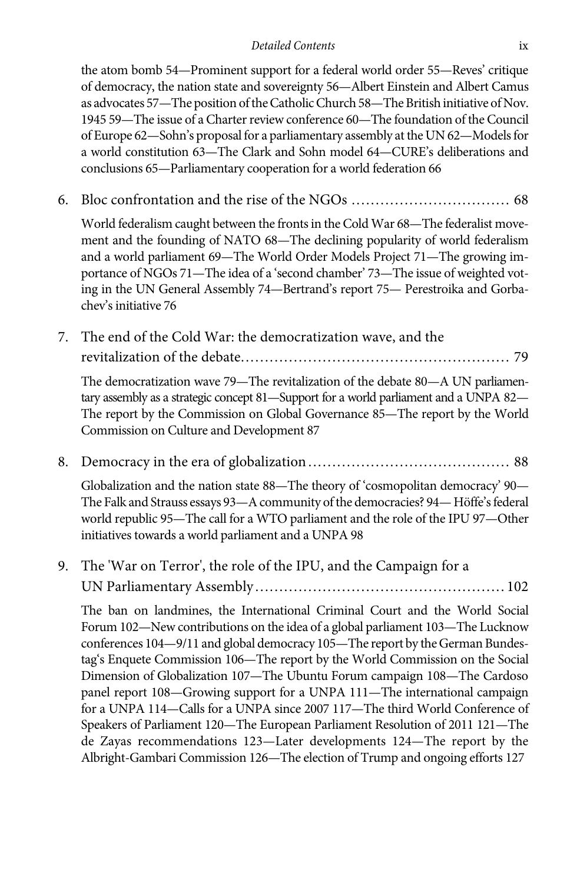the atom bomb 54—Prominent support for a federal world order 55—Reves' critique of democracy, the nation state and sovereignty 56—Albert Einstein and Albert Camus as advocates 57—The position of the Catholic Church 58—The British initiative of Nov. 1945 59—The issue of a Charter review conference 60—The foundation of the Council of Europe 62—Sohn's proposal for a parliamentary assembly at the UN 62—Models for a world constitution 63—The Clark and Sohn model 64—CURE's deliberations and conclusions 65—Parliamentary cooperation for a world federation 66

6. Bloc confrontation and the rise of the NGOs ................................ 68

World federalism caught between the fronts in the Cold War 68—The federalist movement and the founding of NATO 68—The declining popularity of world federalism and a world parliament 69—The World Order Models Project 71—The growing importance of NGOs 71—The idea of a 'second chamber' 73—The issue of weighted voting in the UN General Assembly 74—Bertrand's report 75— Perestroika and Gorbachev's initiative 76

7. The end of the Cold War: the democratization wave, and the revitalization of the debate...................................................... 79

The democratization wave 79—The revitalization of the debate 80—A UN parliamentary assembly as a strategic concept 81—Support for a world parliament and a UNPA 82—The report by the Commission on Global Governance 85—The report by the World Commission on Culture and Development 87

8. Democracy in the era of globalization......................................... 88

Globalization and the nation state 88—The theory of 'cosmopolitan democracy' 90—The Falk and Strauss essays 93—A community of the democracies? 94— Höffe's federal world republic 95—The call for a WTO parliament and the role of the IPU 97—Other initiatives towards a world parliament and a UNPA 98

9. The 'War on Terror', the role of the IPU, and the Campaign for a UN Parliamentary Assembly................................................... 102

The ban on landmines, the International Criminal Court and the World Social Forum 102—New contributions on the idea of a global parliament 103—The Lucknow conferences 104—9/11 and global democracy 105—The report by the German Bundestag's Enquete Commission 106—The report by the World Commission on the Social Dimension of Globalization 107—The Ubuntu Forum campaign 108—The Cardoso panel report 108—Growing support for a UNPA 111—The international campaign for a UNPA 114—Calls for a UNPA since 2007 117—The third World Conference of Speakers of Parliament 120—The European Parliament Resolution of 2011 121—The de Zayas recommendations 123—Later developments 124—The report by the Albright-Gambari Commission 126—The election of Trump and ongoing efforts 127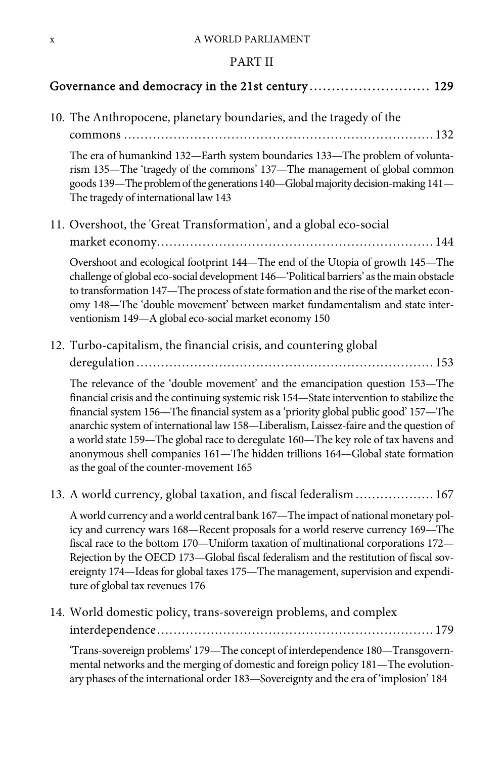## PART II

**Governance and democracy in the 21st century** ........................... 129

10. The Anthropocene, planetary boundaries, and the tragedy of the commons ........................................................................ 132

    The era of humankind 132—Earth system boundaries 133—The problem of voluntarism 135—The 'tragedy of the commons' 137—The management of global common goods 139—The problem of the generations 140—Global majority decision-making 141—The tragedy of international law 143

11. Overshoot, the 'Great Transformation', and a global eco-social market economy................................................................. 144

    Overshoot and ecological footprint 144—The end of the Utopia of growth 145—The challenge of global eco-social development 146—'Political barriers' as the main obstacle to transformation 147—The process of state formation and the rise of the market economy 148—The 'double movement' between market fundamentalism and state interventionism 149—A global eco-social market economy 150

12. Turbo-capitalism, the financial crisis, and countering global deregulation...................................................................... 153

    The relevance of the 'double movement' and the emancipation question 153—The financial crisis and the continuing systemic risk 154—State intervention to stabilize the financial system 156—The financial system as a 'priority global public good' 157—The anarchic system of international law 158—Liberalism, Laissez-faire and the question of a world state 159—The global race to deregulate 160—The key role of tax havens and anonymous shell companies 161—The hidden trillions 164—Global state formation as the goal of the counter-movement 165

13. A world currency, global taxation, and fiscal federalism .................. 167

    A world currency and a world central bank 167—The impact of national monetary policy and currency wars 168—Recent proposals for a world reserve currency 169—The fiscal race to the bottom 170—Uniform taxation of multinational corporations 172—Rejection by the OECD 173—Global fiscal federalism and the restitution of fiscal sovereignty 174—Ideas for global taxes 175—The management, supervision and expenditure of global tax revenues 176

14. World domestic policy, trans-sovereign problems, and complex interdependence................................................................. 179

    'Trans-sovereign problems' 179—The concept of interdependence 180—Transgovernmental networks and the merging of domestic and foreign policy 181—The evolutionary phases of the international order 183—Sovereignty and the era of 'implosion' 184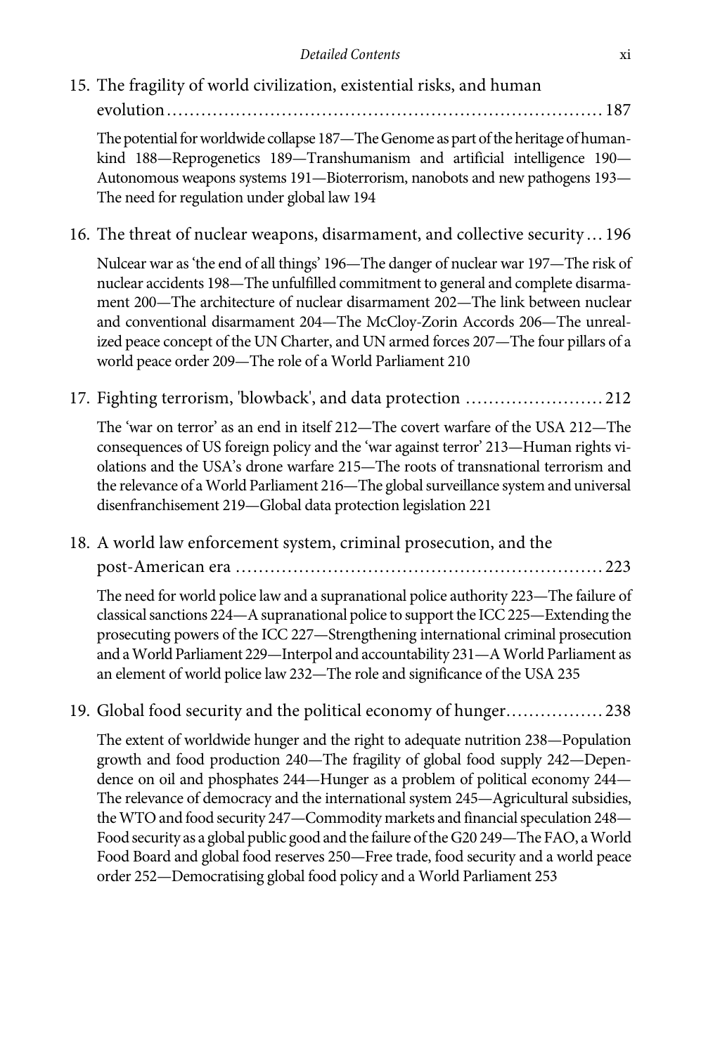15. The fragility of world civilization, existential risks, and human evolution ........................................................................ 187

The potential for worldwide collapse 187—The Genome as part of the heritage of humankind 188—Reprogenetics 189—Transhumanism and artificial intelligence 190—Autonomous weapons systems 191—Bioterrorism, nanobots and new pathogens 193—The need for regulation under global law 194

16. The threat of nuclear weapons, disarmament, and collective security ... 196

Nulcear war as 'the end of all things' 196—The danger of nuclear war 197—The risk of nuclear accidents 198—The unfulfilled commitment to general and complete disarmament 200—The architecture of nuclear disarmament 202—The link between nuclear and conventional disarmament 204—The McCloy-Zorin Accords 206—The unrealized peace concept of the UN Charter, and UN armed forces 207—The four pillars of a world peace order 209—The role of a World Parliament 210

17. Fighting terrorism, 'blowback', and data protection ........................ 212

The 'war on terror' as an end in itself 212—The covert warfare of the USA 212—The consequences of US foreign policy and the 'war against terror' 213—Human rights violations and the USA's drone warfare 215—The roots of transnational terrorism and the relevance of a World Parliament 216—The global surveillance system and universal disenfranchisement 219—Global data protection legislation 221

18. A world law enforcement system, criminal prosecution, and the post-American era ................................................................ 223

The need for world police law and a supranational police authority 223—The failure of classical sanctions 224—A supranational police to support the ICC 225—Extending the prosecuting powers of the ICC 227—Strengthening international criminal prosecution and a World Parliament 229—Interpol and accountability 231—A World Parliament as an element of world police law 232—The role and significance of the USA 235

19. Global food security and the political economy of hunger................. 238

The extent of worldwide hunger and the right to adequate nutrition 238—Population growth and food production 240—The fragility of global food supply 242—Dependence on oil and phosphates 244—Hunger as a problem of political economy 244—The relevance of democracy and the international system 245—Agricultural subsidies, the WTO and food security 247—Commodity markets and financial speculation 248—Food security as a global public good and the failure of the G20 249—The FAO, a World Food Board and global food reserves 250—Free trade, food security and a world peace order 252—Democratising global food policy and a World Parliament 253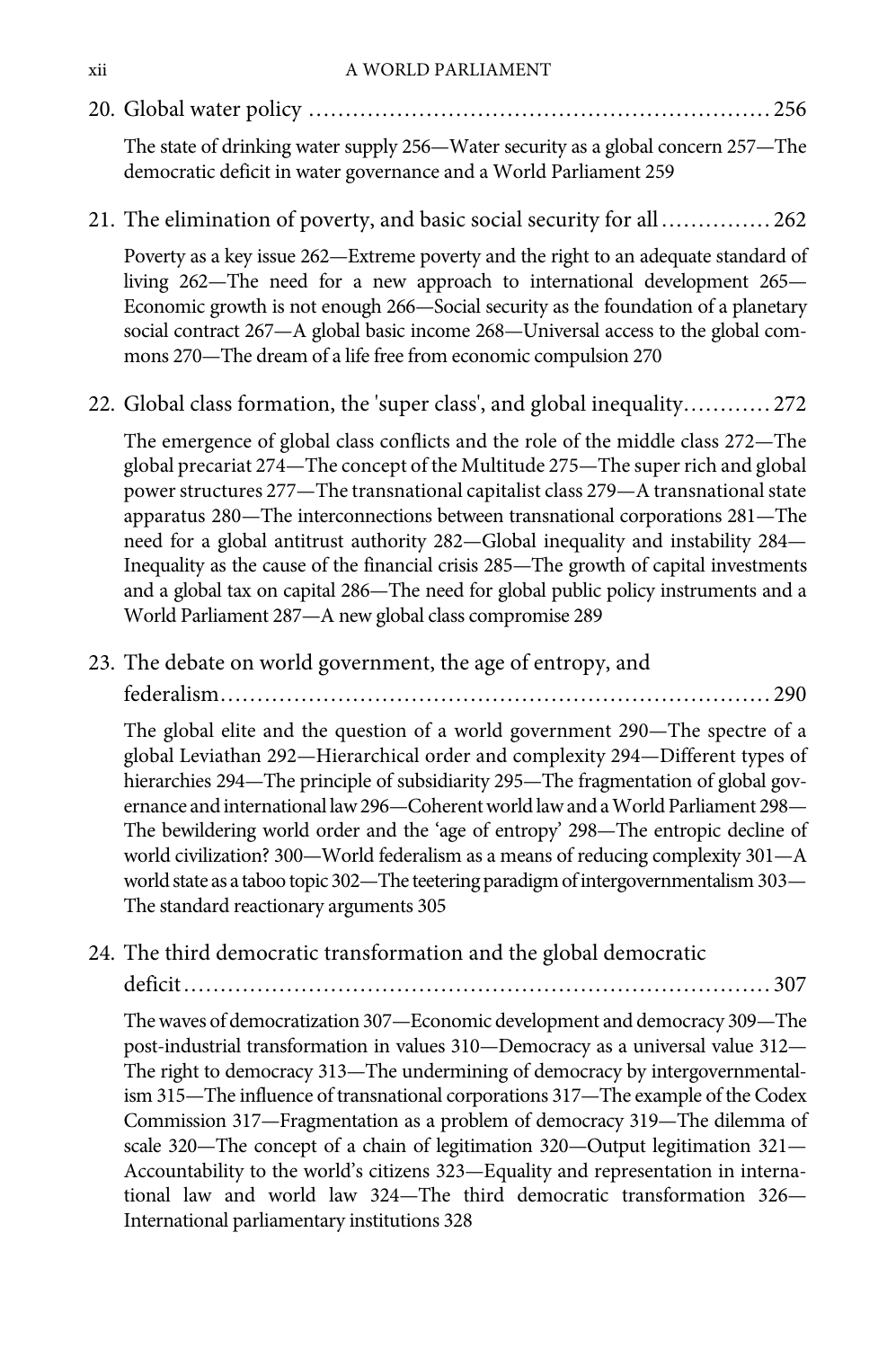20. Global water policy ............................................................ 256

    The state of drinking water supply 256—Water security as a global concern 257—The democratic deficit in water governance and a World Parliament 259

21. The elimination of poverty, and basic social security for all ............... 262

    Poverty as a key issue 262—Extreme poverty and the right to an adequate standard of living 262—The need for a new approach to international development 265—Economic growth is not enough 266—Social security as the foundation of a planetary social contract 267—A global basic income 268—Universal access to the global commons 270—The dream of a life free from economic compulsion 270

22. Global class formation, the 'super class', and global inequality ............ 272

    The emergence of global class conflicts and the role of the middle class 272—The global precariat 274—The concept of the Multitude 275—The super rich and global power structures 277—The transnational capitalist class 279—A transnational state apparatus 280—The interconnections between transnational corporations 281—The need for a global antitrust authority 282—Global inequality and instability 284—Inequality as the cause of the financial crisis 285—The growth of capital investments and a global tax on capital 286—The need for global public policy instruments and a World Parliament 287—A new global class compromise 289

23. The debate on world government, the age of entropy, and federalism ......................................................................... 290

    The global elite and the question of a world government 290—The spectre of a global Leviathan 292—Hierarchical order and complexity 294—Different types of hierarchies 294—The principle of subsidiarity 295—The fragmentation of global governance and international law 296—Coherent world law and a World Parliament 298—The bewildering world order and the 'age of entropy' 298—The entropic decline of world civilization? 300—World federalism as a means of reducing complexity 301—A world state as a taboo topic 302—The teetering paradigm of intergovernmentalism 303—The standard reactionary arguments 305

24. The third democratic transformation and the global democratic deficit ............................................................................ 307

    The waves of democratization 307—Economic development and democracy 309—The post-industrial transformation in values 310—Democracy as a universal value 312—The right to democracy 313—The undermining of democracy by intergovernmentalism 315—The influence of transnational corporations 317—The example of the Codex Commission 317—Fragmentation as a problem of democracy 319—The dilemma of scale 320—The concept of a chain of legitimation 320—Output legitimation 321—Accountability to the world's citizens 323—Equality and representation in international law and world law 324—The third democratic transformation 326—International parliamentary institutions 328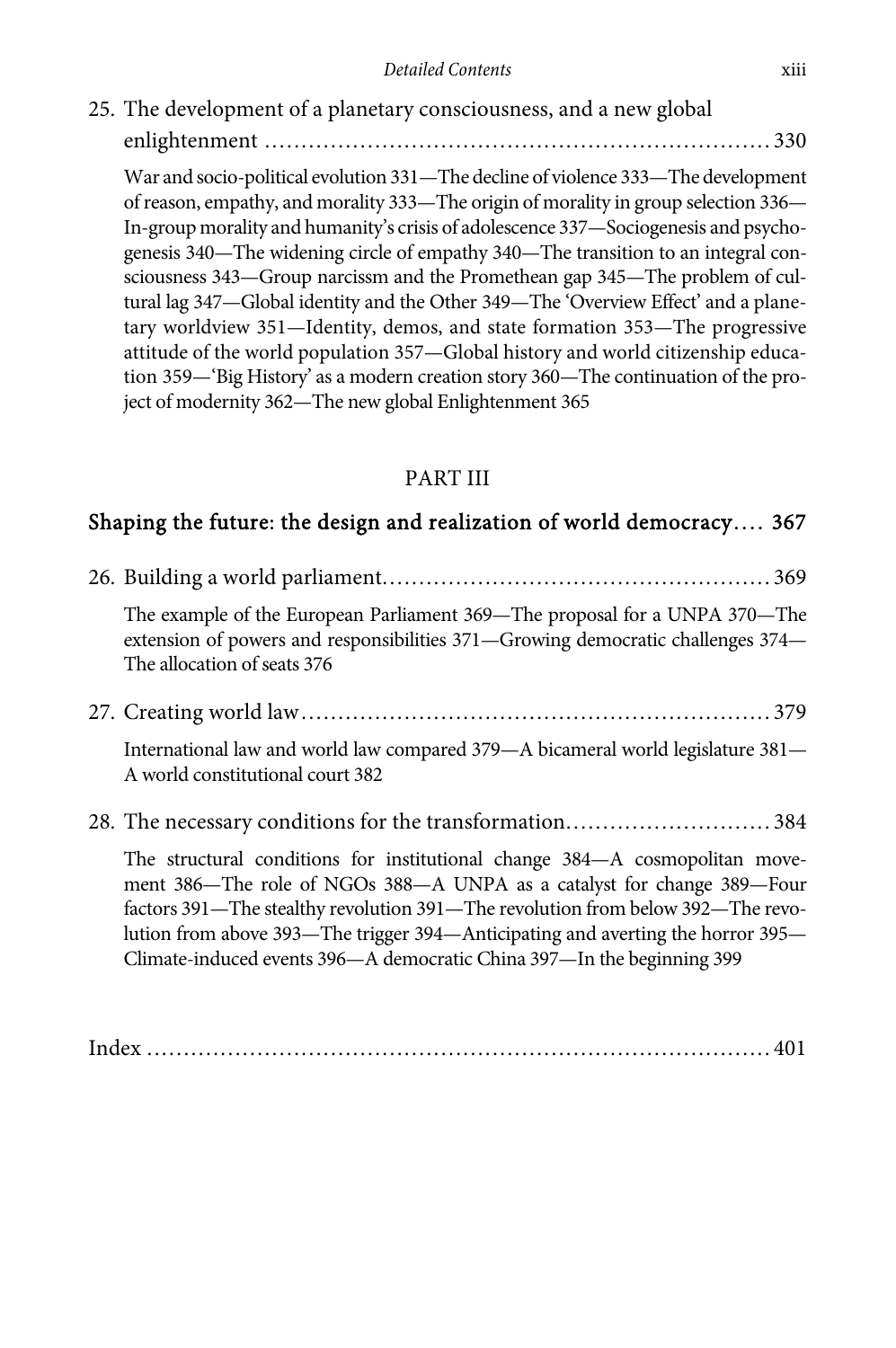25. The development of a planetary consciousness, and a new global enlightenment ..... 330

War and socio-political evolution 331—The decline of violence 333—The development of reason, empathy, and morality 333—The origin of morality in group selection 336—In-group morality and humanity's crisis of adolescence 337—Sociogenesis and psychogenesis 340—The widening circle of empathy 340—The transition to an integral consciousness 343—Group narcissm and the Promethean gap 345—The problem of cultural lag 347—Global identity and the Other 349—The 'Overview Effect' and a planetary worldview 351—Identity, demos, and state formation 353—The progressive attitude of the world population 357—Global history and world citizenship education 359—'Big History' as a modern creation story 360—The continuation of the project of modernity 362—The new global Enlightenment 365

## PART III

## Shaping the future: the design and realization of world democracy.... 367

26. Building a world parliament..... 369

The example of the European Parliament 369—The proposal for a UNPA 370—The extension of powers and responsibilities 371—Growing democratic challenges 374—The allocation of seats 376

27. Creating world law..... 379

International law and world law compared 379—A bicameral world legislature 381—A world constitutional court 382

28. The necessary conditions for the transformation..... 384

The structural conditions for institutional change 384—A cosmopolitan movement 386—The role of NGOs 388—A UNPA as a catalyst for change 389—Four factors 391—The stealthy revolution 391—The revolution from below 392—The revolution from above 393—The trigger 394—Anticipating and averting the horror 395—Climate-induced events 396—A democratic China 397—In the beginning 399

Index ..... 401